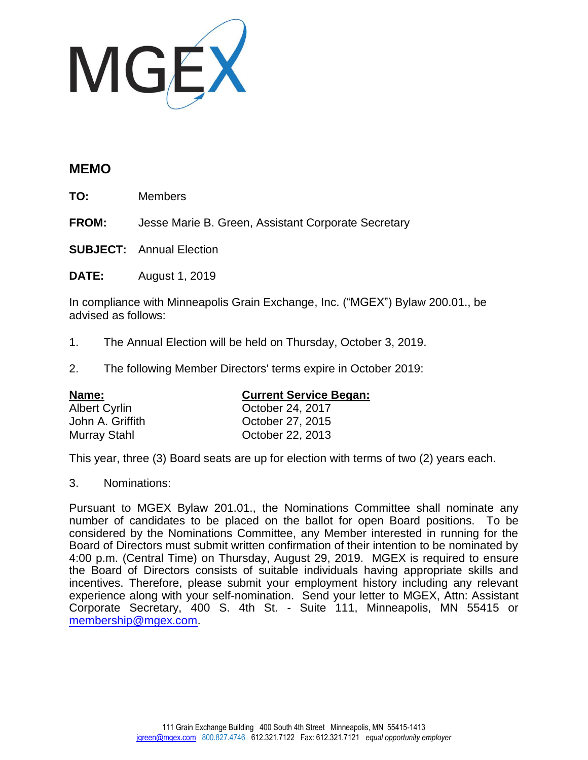MGEX

## MEMO

**TO:** Members

**FROM:** Jesse Marie B. Green, Assistant Corporate Secretary

**SUBJECT:** Annual Election

**DATE:** August 1, 2019

In compliance with Minneapolis Grain Exchange, Inc. ("MGEX") Bylaw 200.01., be advised as follows:

1. The Annual Election will be held on Thursday, October 3, 2019.

2. The following Member Directors' terms expire in October 2019:

| Name: | Current Service Began: |
|---|---|
| Albert Cyrlin | October 24, 2017 |
| John A. Griffith | October 27, 2015 |
| Murray Stahl | October 22, 2013 |

This year, three (3) Board seats are up for election with terms of two (2) years each.

3. Nominations:

Pursuant to MGEX Bylaw 201.01., the Nominations Committee shall nominate any number of candidates to be placed on the ballot for open Board positions. To be considered by the Nominations Committee, any Member interested in running for the Board of Directors must submit written confirmation of their intention to be nominated by 4:00 p.m. (Central Time) on Thursday, August 29, 2019. MGEX is required to ensure the Board of Directors consists of suitable individuals having appropriate skills and incentives. Therefore, please submit your employment history including any relevant experience along with your self-nomination. Send your letter to MGEX, Attn: Assistant Corporate Secretary, 400 S. 4th St. - Suite 111, Minneapolis, MN 55415 or membership@mgex.com.

111 Grain Exchange Building 400 South 4th Street Minneapolis, MN 55415-1413
jgreen@mgex.com 800.827.4746 612.321.7122 Fax: 612.321.7121 *equal opportunity employer*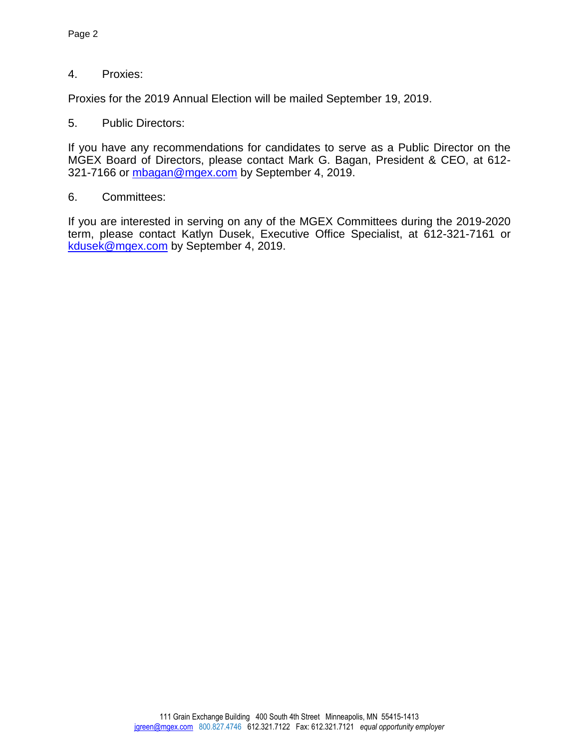4. Proxies:

Proxies for the 2019 Annual Election will be mailed September 19, 2019.

5. Public Directors:

If you have any recommendations for candidates to serve as a Public Director on the MGEX Board of Directors, please contact Mark G. Bagan, President & CEO, at 612-321-7166 or mbagan@mgex.com by September 4, 2019.

6. Committees:

If you are interested in serving on any of the MGEX Committees during the 2019-2020 term, please contact Katlyn Dusek, Executive Office Specialist, at 612-321-7161 or kdusek@mgex.com by September 4, 2019.

111 Grain Exchange Building 400 South 4th Street Minneapolis, MN 55415-1413
jgreen@mgex.com 800.827.4746 612.321.7122 Fax: 612.321.7121 *equal opportunity employer*